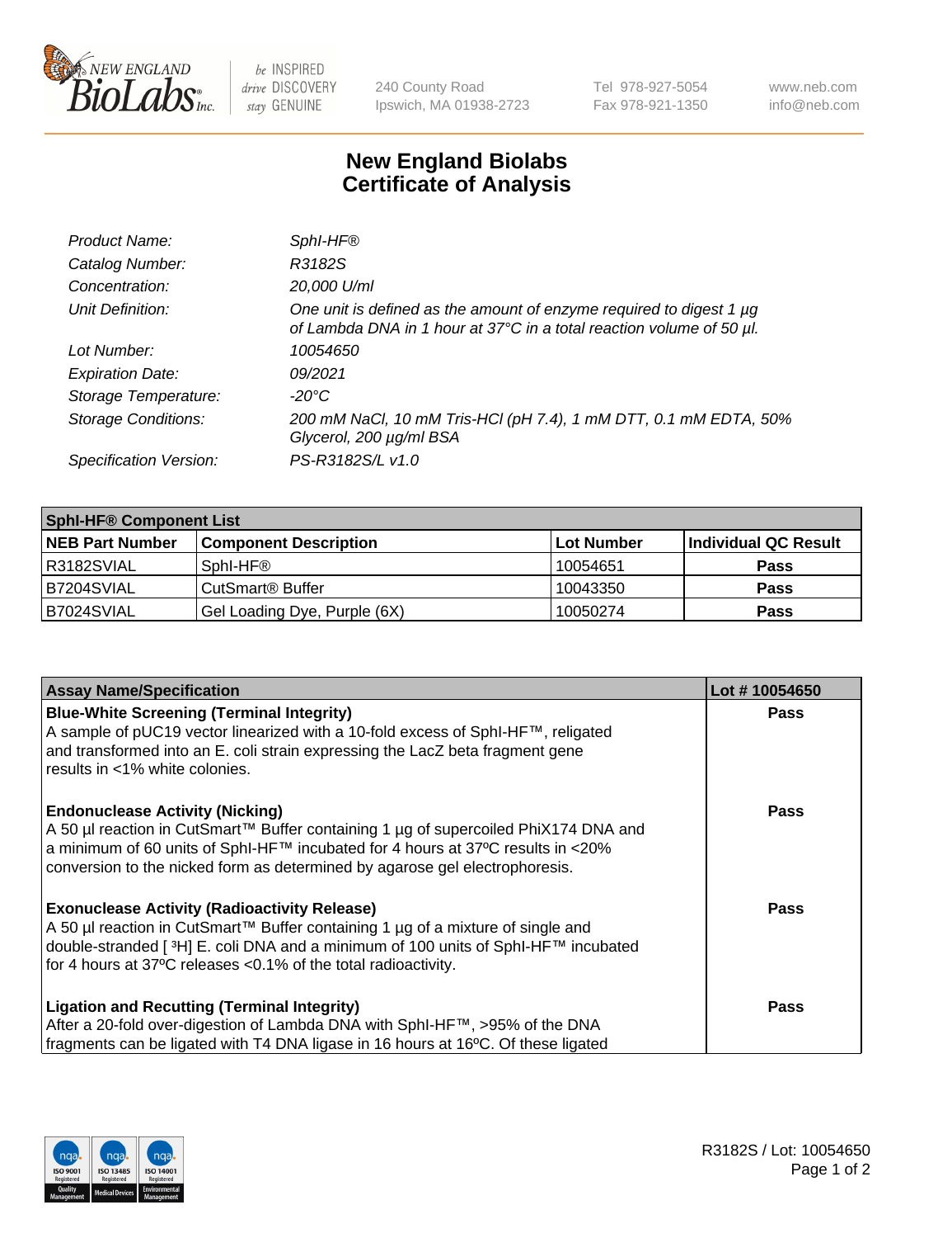# New England Biolabs
# Certificate of Analysis

| | |
|---|---|
| *Product Name:* | *SphI-HF®* |
| *Catalog Number:* | *R3182S* |
| *Concentration:* | *20,000 U/ml* |
| *Unit Definition:* | *One unit is defined as the amount of enzyme required to digest 1 µg of Lambda DNA in 1 hour at 37°C in a total reaction volume of 50 µl.* |
| *Lot Number:* | *10054650* |
| *Expiration Date:* | *09/2021* |
| *Storage Temperature:* | *-20°C* |
| *Storage Conditions:* | *200 mM NaCl, 10 mM Tris-HCl (pH 7.4), 1 mM DTT, 0.1 mM EDTA, 50% Glycerol, 200 µg/ml BSA* |
| *Specification Version:* | *PS-R3182S/L v1.0* |

| SphI-HF® Component List | | | |
|---|---|---|---|
| **NEB Part Number** | **Component Description** | **Lot Number** | **Individual QC Result** |
| R3182SVIAL | SphI-HF® | 10054651 | **Pass** |
| B7204SVIAL | CutSmart® Buffer | 10043350 | **Pass** |
| B7024SVIAL | Gel Loading Dye, Purple (6X) | 10050274 | **Pass** |

| Assay Name/Specification | Lot # 10054650 |
|---|---|
| **Blue-White Screening (Terminal Integrity)**<br>A sample of pUC19 vector linearized with a 10-fold excess of SphI-HF™, religated and transformed into an E. coli strain expressing the LacZ beta fragment gene results in <1% white colonies. | **Pass** |
| **Endonuclease Activity (Nicking)**<br>A 50 µl reaction in CutSmart™ Buffer containing 1 µg of supercoiled PhiX174 DNA and a minimum of 60 units of SphI-HF™ incubated for 4 hours at 37ºC results in <20% conversion to the nicked form as determined by agarose gel electrophoresis. | **Pass** |
| **Exonuclease Activity (Radioactivity Release)**<br>A 50 µl reaction in CutSmart™ Buffer containing 1 µg of a mixture of single and double-stranded [ ³H] E. coli DNA and a minimum of 100 units of SphI-HF™ incubated for 4 hours at 37ºC releases <0.1% of the total radioactivity. | **Pass** |
| **Ligation and Recutting (Terminal Integrity)**<br>After a 20-fold over-digestion of Lambda DNA with SphI-HF™, >95% of the DNA fragments can be ligated with T4 DNA ligase in 16 hours at 16ºC. Of these ligated | **Pass** |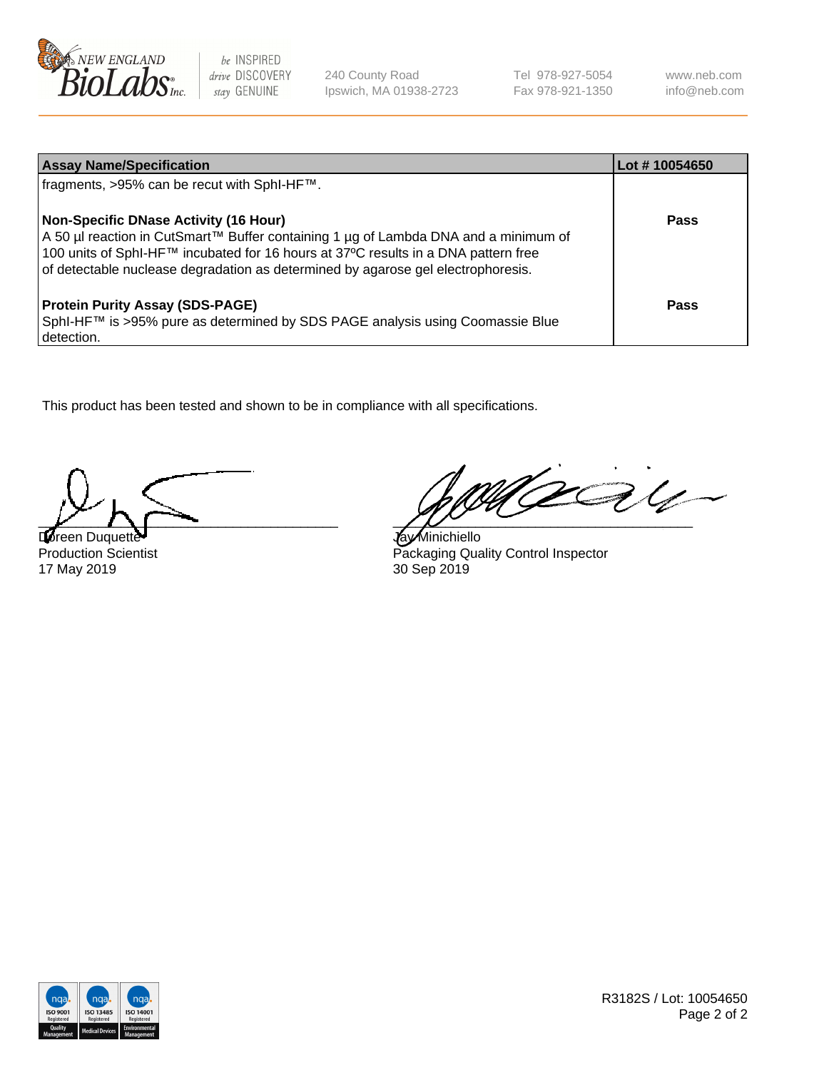| Assay Name/Specification | Lot # 10054650 |
|---|---|
| fragments, >95% can be recut with SphI-HF™. | |
| **Non-Specific DNase Activity (16 Hour)**<br>A 50 µl reaction in CutSmart™ Buffer containing 1 µg of Lambda DNA and a minimum of 100 units of SphI-HF™ incubated for 16 hours at 37ºC results in a DNA pattern free of detectable nuclease degradation as determined by agarose gel electrophoresis. | **Pass** |
| **Protein Purity Assay (SDS-PAGE)**<br>SphI-HF™ is >95% pure as determined by SDS PAGE analysis using Coomassie Blue detection. | **Pass** |

This product has been tested and shown to be in compliance with all specifications.

Doreen Duquette
Production Scientist
17 May 2019

Jay Minichiello
Packaging Quality Control Inspector
30 Sep 2019

R3182S / Lot: 10054650